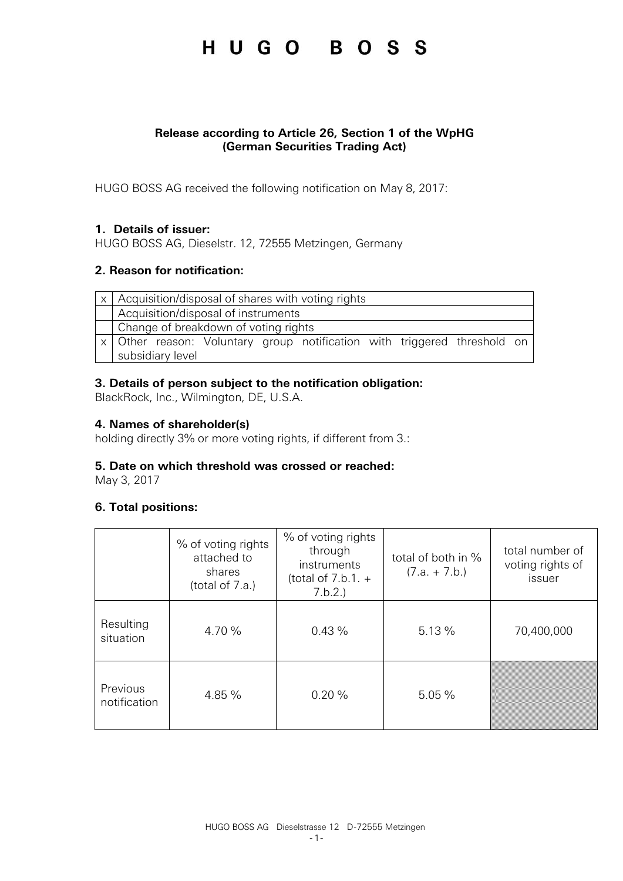# HUGO BOSS

**Release according to Article 26, Section 1 of the WpHG (German Securities Trading Act)**

HUGO BOSS AG received the following notification on May 8, 2017:

### 1. Details of issuer:

HUGO BOSS AG, Dieselstr. 12, 72555 Metzingen, Germany

### 2. Reason for notification:

| | |
|---|---|
| x | Acquisition/disposal of shares with voting rights |
| | Acquisition/disposal of instruments |
| | Change of breakdown of voting rights |
| x | Other reason: Voluntary group notification with triggered threshold on subsidiary level |

### 3. Details of person subject to the notification obligation:

BlackRock, Inc., Wilmington, DE, U.S.A.

### 4. Names of shareholder(s)

holding directly 3% or more voting rights, if different from 3.:

### 5. Date on which threshold was crossed or reached:

May 3, 2017

### 6. Total positions:

| | % of voting rights attached to shares (total of 7.a.) | % of voting rights through instruments (total of 7.b.1. + 7.b.2.) | total of both in % (7.a. + 7.b.) | total number of voting rights of issuer |
|---|---|---|---|---|
| Resulting situation | 4.70 % | 0.43 % | 5.13 % | 70,400,000 |
| Previous notification | 4.85 % | 0.20 % | 5.05 % | |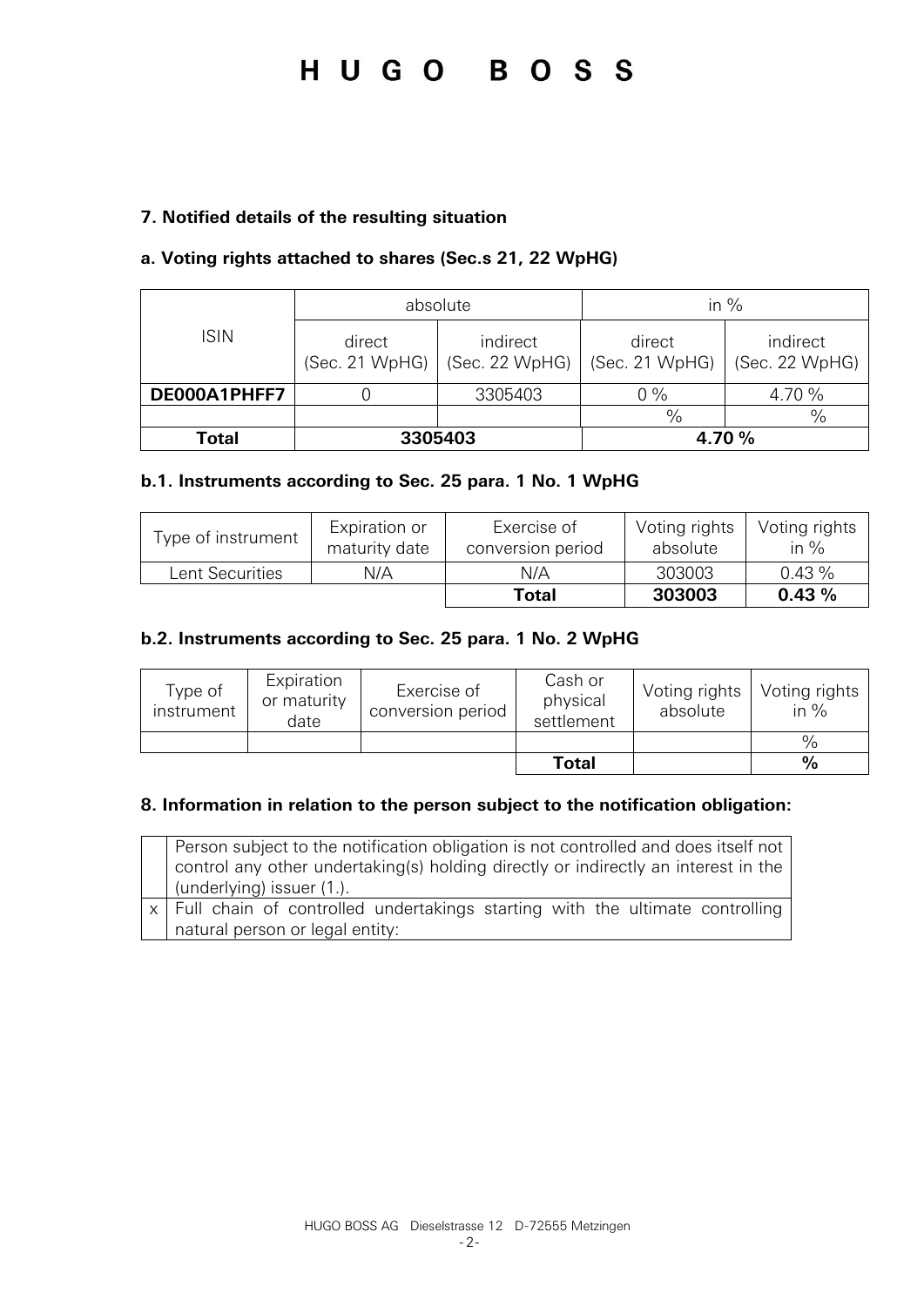### 7. Notified details of the resulting situation

#### a. Voting rights attached to shares (Sec.s 21, 22 WpHG)

| ISIN | absolute | | in % | |
|---|---|---|---|---|
| | direct (Sec. 21 WpHG) | indirect (Sec. 22 WpHG) | direct (Sec. 21 WpHG) | indirect (Sec. 22 WpHG) |
| **DE000A1PHFF7** | 0 | 3305403 | 0 % | 4.70 % |
| | | | % | % |
| **Total** | **3305403** | | **4.70 %** | |

#### b.1. Instruments according to Sec. 25 para. 1 No. 1 WpHG

| Type of instrument | Expiration or maturity date | Exercise of conversion period | Voting rights absolute | Voting rights in % |
|---|---|---|---|---|
| Lent Securities | N/A | N/A | 303003 | 0.43 % |
| | | **Total** | **303003** | **0.43 %** |

#### b.2. Instruments according to Sec. 25 para. 1 No. 2 WpHG

| Type of instrument | Expiration or maturity date | Exercise of conversion period | Cash or physical settlement | Voting rights absolute | Voting rights in % |
|---|---|---|---|---|---|
| | | | | | % |
| | | | **Total** | | **%** |

### 8. Information in relation to the person subject to the notification obligation:

| | |
|---|---|
| | Person subject to the notification obligation is not controlled and does itself not control any other undertaking(s) holding directly or indirectly an interest in the (underlying) issuer (1.). |
| x | Full chain of controlled undertakings starting with the ultimate controlling natural person or legal entity: |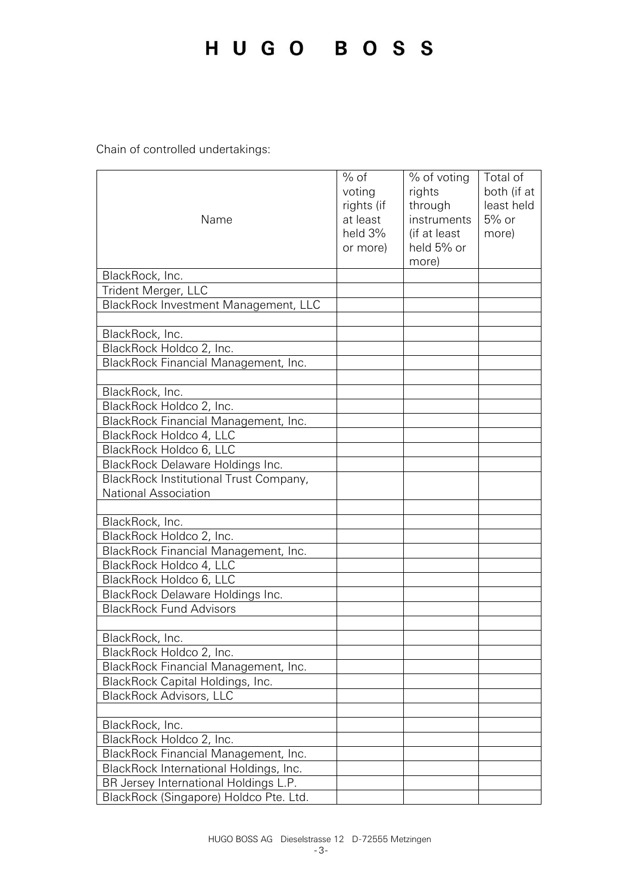Chain of controlled undertakings:

| Name | % of voting rights (if at least held 3% or more) | % of voting rights through instruments (if at least held 5% or more) | Total of both (if at least held 5% or more) |
|---|---|---|---|
| BlackRock, Inc. | | | |
| Trident Merger, LLC | | | |
| BlackRock Investment Management, LLC | | | |
| | | | |
| BlackRock, Inc. | | | |
| BlackRock Holdco 2, Inc. | | | |
| BlackRock Financial Management, Inc. | | | |
| | | | |
| BlackRock, Inc. | | | |
| BlackRock Holdco 2, Inc. | | | |
| BlackRock Financial Management, Inc. | | | |
| BlackRock Holdco 4, LLC | | | |
| BlackRock Holdco 6, LLC | | | |
| BlackRock Delaware Holdings Inc. | | | |
| BlackRock Institutional Trust Company, National Association | | | |
| | | | |
| BlackRock, Inc. | | | |
| BlackRock Holdco 2, Inc. | | | |
| BlackRock Financial Management, Inc. | | | |
| BlackRock Holdco 4, LLC | | | |
| BlackRock Holdco 6, LLC | | | |
| BlackRock Delaware Holdings Inc. | | | |
| BlackRock Fund Advisors | | | |
| | | | |
| BlackRock, Inc. | | | |
| BlackRock Holdco 2, Inc. | | | |
| BlackRock Financial Management, Inc. | | | |
| BlackRock Capital Holdings, Inc. | | | |
| BlackRock Advisors, LLC | | | |
| | | | |
| BlackRock, Inc. | | | |
| BlackRock Holdco 2, Inc. | | | |
| BlackRock Financial Management, Inc. | | | |
| BlackRock International Holdings, Inc. | | | |
| BR Jersey International Holdings L.P. | | | |
| BlackRock (Singapore) Holdco Pte. Ltd. | | | |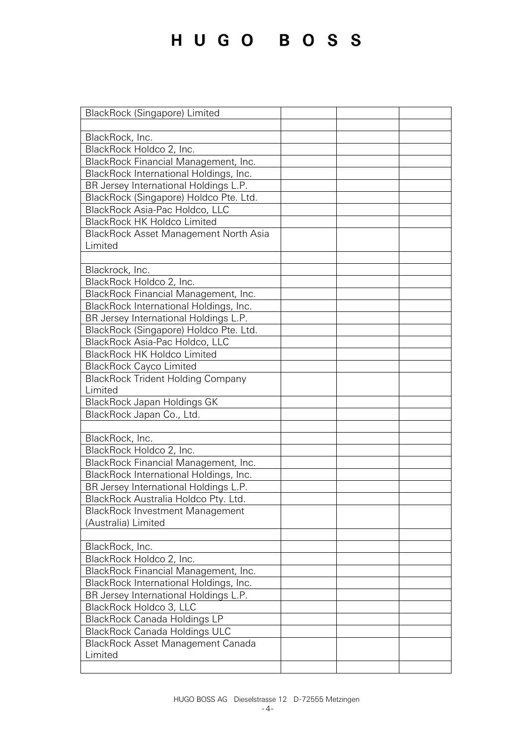| | | | |
|---|---|---|---|
| BlackRock (Singapore) Limited | | | |
| | | | |
| BlackRock, Inc. | | | |
| BlackRock Holdco 2, Inc. | | | |
| BlackRock Financial Management, Inc. | | | |
| BlackRock International Holdings, Inc. | | | |
| BR Jersey International Holdings L.P. | | | |
| BlackRock (Singapore) Holdco Pte. Ltd. | | | |
| BlackRock Asia-Pac Holdco, LLC | | | |
| BlackRock HK Holdco Limited | | | |
| BlackRock Asset Management North Asia Limited | | | |
| | | | |
| Blackrock, Inc. | | | |
| BlackRock Holdco 2, Inc. | | | |
| BlackRock Financial Management, Inc. | | | |
| BlackRock International Holdings, Inc. | | | |
| BR Jersey International Holdings L.P. | | | |
| BlackRock (Singapore) Holdco Pte. Ltd. | | | |
| BlackRock Asia-Pac Holdco, LLC | | | |
| BlackRock HK Holdco Limited | | | |
| BlackRock Cayco Limited | | | |
| BlackRock Trident Holding Company Limited | | | |
| BlackRock Japan Holdings GK | | | |
| BlackRock Japan Co., Ltd. | | | |
| | | | |
| BlackRock, Inc. | | | |
| BlackRock Holdco 2, Inc. | | | |
| BlackRock Financial Management, Inc. | | | |
| BlackRock International Holdings, Inc. | | | |
| BR Jersey International Holdings L.P. | | | |
| BlackRock Australia Holdco Pty. Ltd. | | | |
| BlackRock Investment Management (Australia) Limited | | | |
| | | | |
| BlackRock, Inc. | | | |
| BlackRock Holdco 2, Inc. | | | |
| BlackRock Financial Management, Inc. | | | |
| BlackRock International Holdings, Inc. | | | |
| BR Jersey International Holdings L.P. | | | |
| BlackRock Holdco 3, LLC | | | |
| BlackRock Canada Holdings LP | | | |
| BlackRock Canada Holdings ULC | | | |
| BlackRock Asset Management Canada Limited | | | |
| | | | |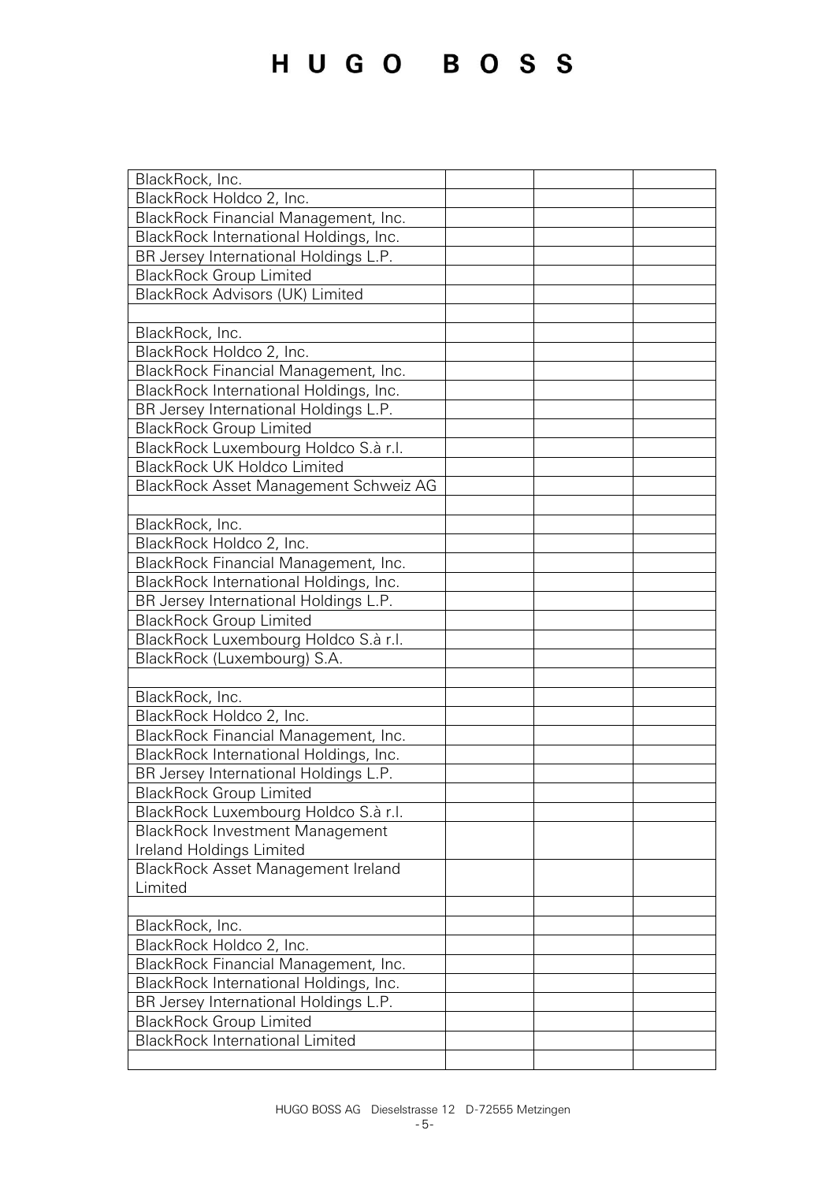| | | | |
|---|---|---|---|
| BlackRock, Inc. | | | |
| BlackRock Holdco 2, Inc. | | | |
| BlackRock Financial Management, Inc. | | | |
| BlackRock International Holdings, Inc. | | | |
| BR Jersey International Holdings L.P. | | | |
| BlackRock Group Limited | | | |
| BlackRock Advisors (UK) Limited | | | |
| | | | |
| BlackRock, Inc. | | | |
| BlackRock Holdco 2, Inc. | | | |
| BlackRock Financial Management, Inc. | | | |
| BlackRock International Holdings, Inc. | | | |
| BR Jersey International Holdings L.P. | | | |
| BlackRock Group Limited | | | |
| BlackRock Luxembourg Holdco S.à r.l. | | | |
| BlackRock UK Holdco Limited | | | |
| BlackRock Asset Management Schweiz AG | | | |
| | | | |
| BlackRock, Inc. | | | |
| BlackRock Holdco 2, Inc. | | | |
| BlackRock Financial Management, Inc. | | | |
| BlackRock International Holdings, Inc. | | | |
| BR Jersey International Holdings L.P. | | | |
| BlackRock Group Limited | | | |
| BlackRock Luxembourg Holdco S.à r.l. | | | |
| BlackRock (Luxembourg) S.A. | | | |
| | | | |
| BlackRock, Inc. | | | |
| BlackRock Holdco 2, Inc. | | | |
| BlackRock Financial Management, Inc. | | | |
| BlackRock International Holdings, Inc. | | | |
| BR Jersey International Holdings L.P. | | | |
| BlackRock Group Limited | | | |
| BlackRock Luxembourg Holdco S.à r.l. | | | |
| BlackRock Investment Management Ireland Holdings Limited | | | |
| BlackRock Asset Management Ireland Limited | | | |
| | | | |
| BlackRock, Inc. | | | |
| BlackRock Holdco 2, Inc. | | | |
| BlackRock Financial Management, Inc. | | | |
| BlackRock International Holdings, Inc. | | | |
| BR Jersey International Holdings L.P. | | | |
| BlackRock Group Limited | | | |
| BlackRock International Limited | | | |
| | | | |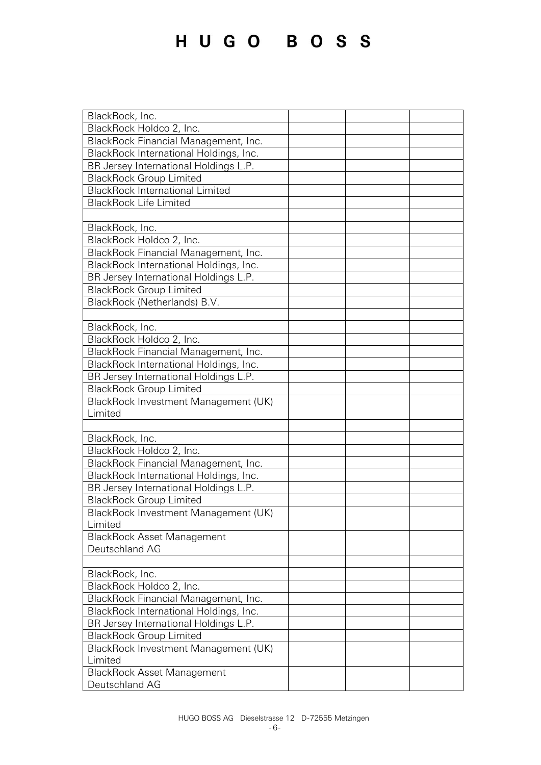| | | | |
|---|---|---|---|
| BlackRock, Inc. | | | |
| BlackRock Holdco 2, Inc. | | | |
| BlackRock Financial Management, Inc. | | | |
| BlackRock International Holdings, Inc. | | | |
| BR Jersey International Holdings L.P. | | | |
| BlackRock Group Limited | | | |
| BlackRock International Limited | | | |
| BlackRock Life Limited | | | |
| | | | |
| BlackRock, Inc. | | | |
| BlackRock Holdco 2, Inc. | | | |
| BlackRock Financial Management, Inc. | | | |
| BlackRock International Holdings, Inc. | | | |
| BR Jersey International Holdings L.P. | | | |
| BlackRock Group Limited | | | |
| BlackRock (Netherlands) B.V. | | | |
| | | | |
| BlackRock, Inc. | | | |
| BlackRock Holdco 2, Inc. | | | |
| BlackRock Financial Management, Inc. | | | |
| BlackRock International Holdings, Inc. | | | |
| BR Jersey International Holdings L.P. | | | |
| BlackRock Group Limited | | | |
| BlackRock Investment Management (UK) Limited | | | |
| | | | |
| BlackRock, Inc. | | | |
| BlackRock Holdco 2, Inc. | | | |
| BlackRock Financial Management, Inc. | | | |
| BlackRock International Holdings, Inc. | | | |
| BR Jersey International Holdings L.P. | | | |
| BlackRock Group Limited | | | |
| BlackRock Investment Management (UK) Limited | | | |
| BlackRock Asset Management Deutschland AG | | | |
| | | | |
| BlackRock, Inc. | | | |
| BlackRock Holdco 2, Inc. | | | |
| BlackRock Financial Management, Inc. | | | |
| BlackRock International Holdings, Inc. | | | |
| BR Jersey International Holdings L.P. | | | |
| BlackRock Group Limited | | | |
| BlackRock Investment Management (UK) Limited | | | |
| BlackRock Asset Management Deutschland AG | | | |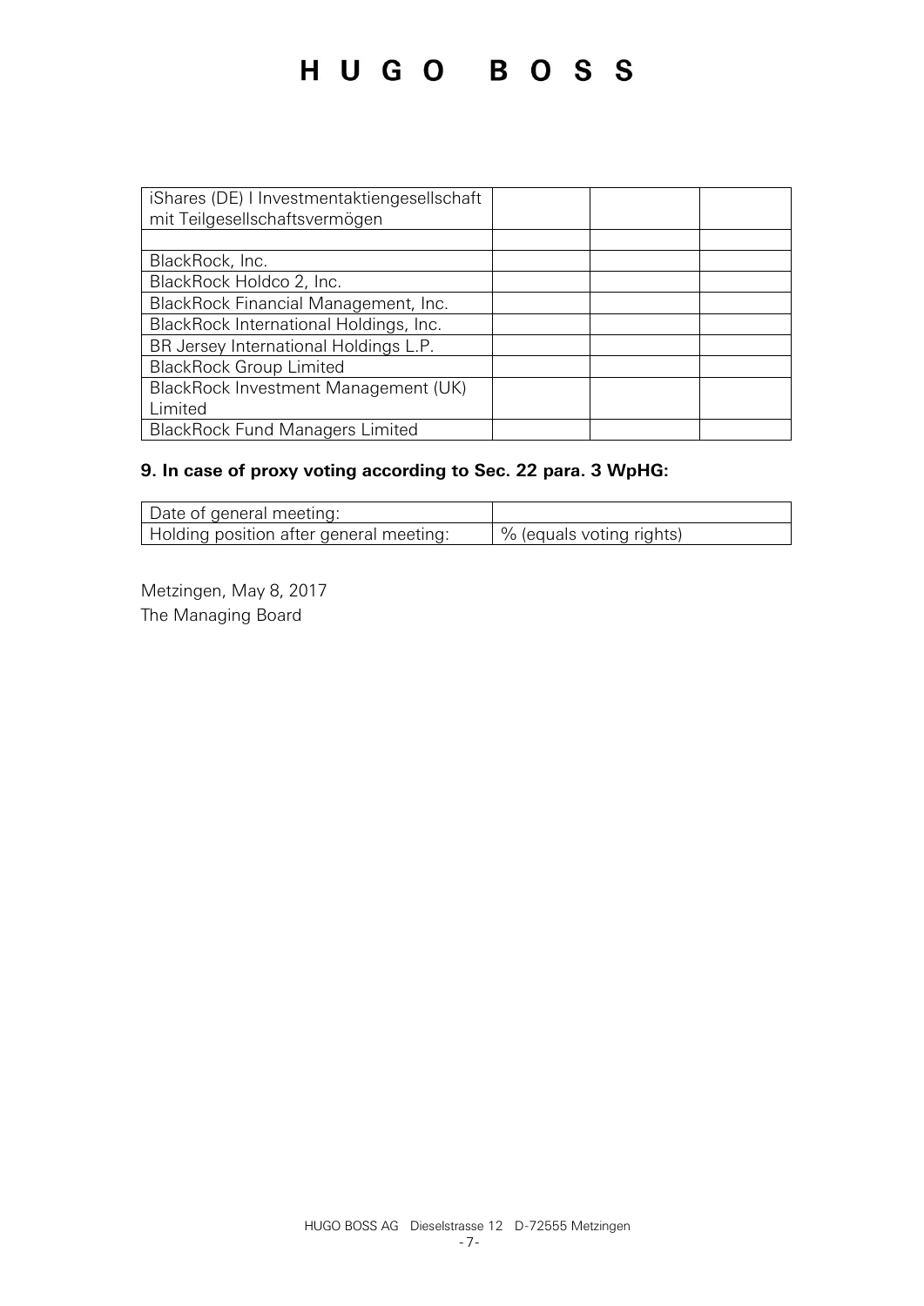| | | | |
|---|---|---|---|
| iShares (DE) I Investmentaktiengesellschaft mit Teilgesellschaftsvermögen | | | |
| | | | |
| BlackRock, Inc. | | | |
| BlackRock Holdco 2, Inc. | | | |
| BlackRock Financial Management, Inc. | | | |
| BlackRock International Holdings, Inc. | | | |
| BR Jersey International Holdings L.P. | | | |
| BlackRock Group Limited | | | |
| BlackRock Investment Management (UK) Limited | | | |
| BlackRock Fund Managers Limited | | | |

### 9. In case of proxy voting according to Sec. 22 para. 3 WpHG:

| | |
|---|---|
| Date of general meeting: | |
| Holding position after general meeting: | % (equals voting rights) |

Metzingen, May 8, 2017
The Managing Board